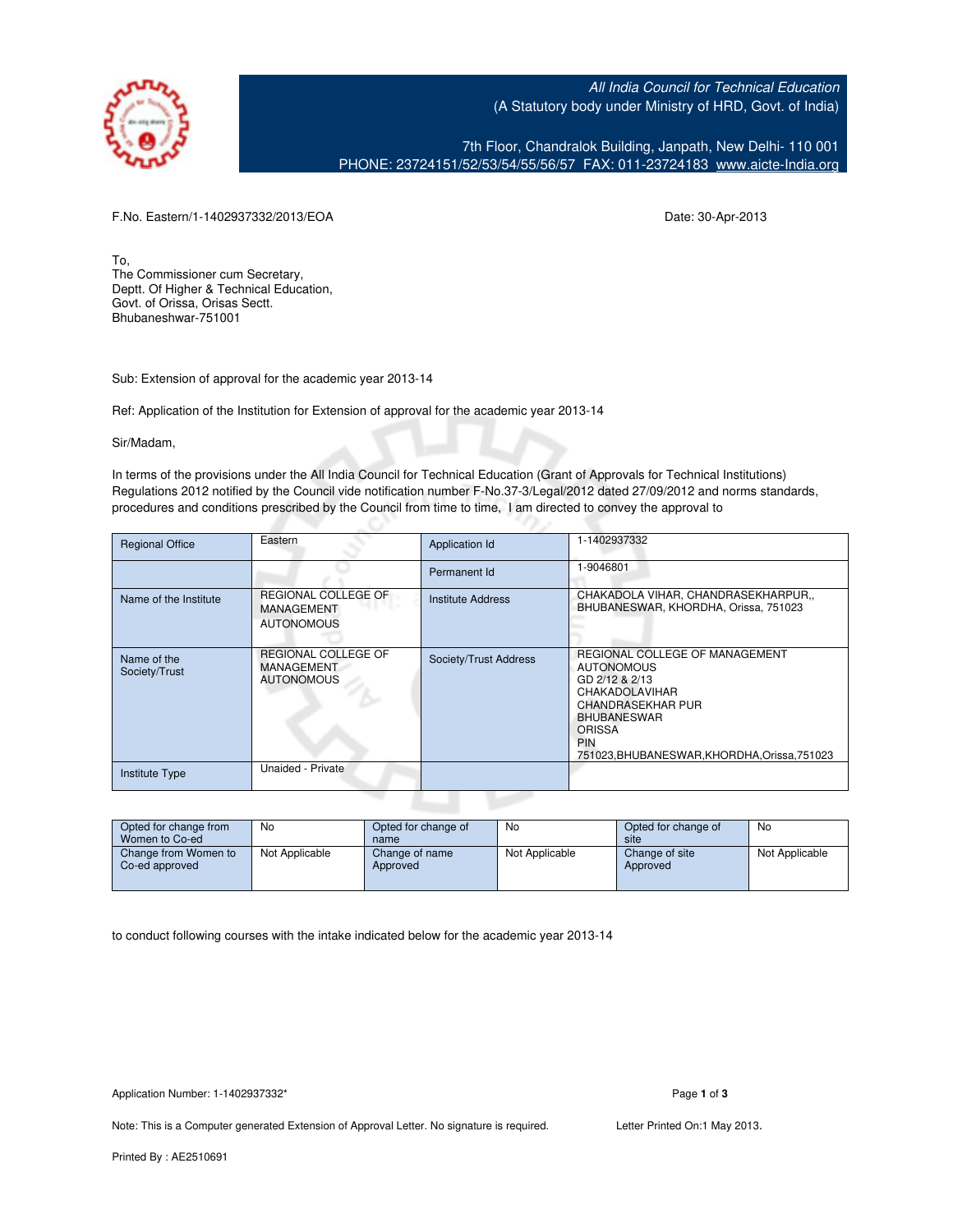*All India Council for Technical Education*
(A Statutory body under Ministry of HRD, Govt. of India)

7th Floor, Chandralok Building, Janpath, New Delhi- 110 001
PHONE: 23724151/52/53/54/55/56/57 FAX: 011-23724183 www.aicte-India.org

F.No. Eastern/1-1402937332/2013/EOA

Date: 30-Apr-2013

To,
The Commissioner cum Secretary,
Deptt. Of Higher & Technical Education,
Govt. of Orissa, Orisas Sectt.
Bhubaneshwar-751001

Sub: Extension of approval for the academic year 2013-14

Ref: Application of the Institution for Extension of approval for the academic year 2013-14

Sir/Madam,

In terms of the provisions under the All India Council for Technical Education (Grant of Approvals for Technical Institutions) Regulations 2012 notified by the Council vide notification number F-No.37-3/Legal/2012 dated 27/09/2012 and norms standards, procedures and conditions prescribed by the Council from time to time, I am directed to convey the approval to

| Regional Office | Eastern | Application Id | 1-1402937332 |
|---|---|---|---|
| | | Permanent Id | 1-9046801 |
| Name of the Institute | REGIONAL COLLEGE OF MANAGEMENT AUTONOMOUS | Institute Address | CHAKADOLA VIHAR, CHANDRASEKHARPUR,, BHUBANESWAR, KHORDHA, Orissa, 751023 |
| Name of the Society/Trust | REGIONAL COLLEGE OF MANAGEMENT AUTONOMOUS | Society/Trust Address | REGIONAL COLLEGE OF MANAGEMENT AUTONOMOUS GD 2/12 & 2/13 CHAKADOLAVIHAR CHANDRASEKHAR PUR BHUBANESWAR ORISSA PIN 751023,BHUBANESWAR,KHORDHA,Orissa,751023 |
| Institute Type | Unaided - Private | | |

| Opted for change from Women to Co-ed | No | Opted for change of name | No | Opted for change of site | No |
|---|---|---|---|---|---|
| Change from Women to Co-ed approved | Not Applicable | Change of name Approved | Not Applicable | Change of site Approved | Not Applicable |

to conduct following courses with the intake indicated below for the academic year 2013-14

Application Number: 1-1402937332*

Note: This is a Computer generated Extension of Approval Letter. No signature is required.

Letter Printed On:1 May 2013.

Printed By : AE2510691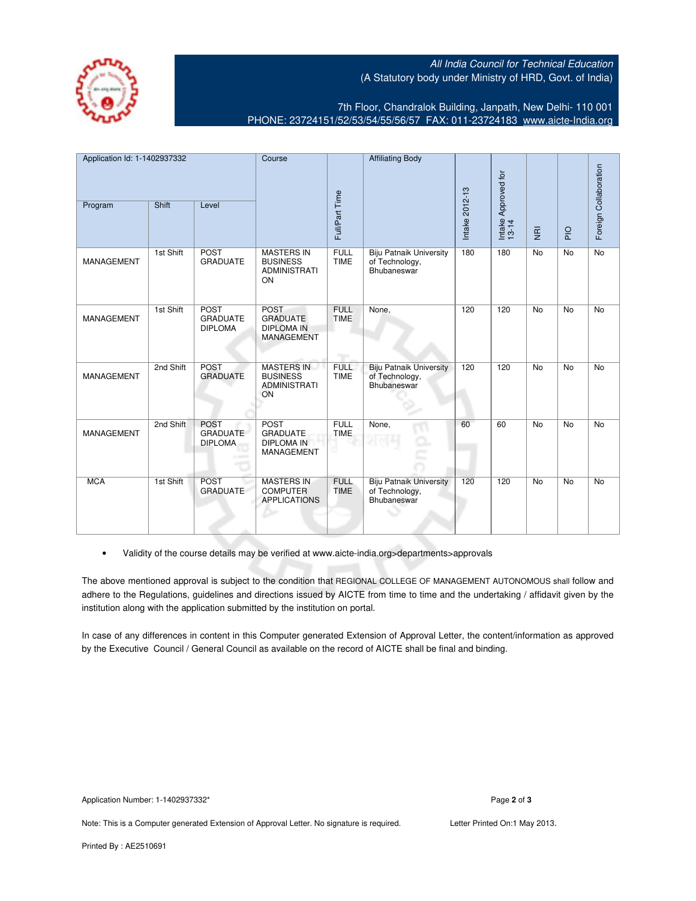*All India Council for Technical Education*
(A Statutory body under Ministry of HRD, Govt. of India)

7th Floor, Chandralok Building, Janpath, New Delhi- 110 001
PHONE: 23724151/52/53/54/55/56/57 FAX: 011-23724183 www.aicte-India.org

| Application Id: 1-1402937332 | | | Course | Full/Part Time | Affiliating Body | Intake 2012-13 | Intake Approved for 13-14 | NRI | PIO | Foreign Collaboration |
|---|---|---|---|---|---|---|---|---|---|---|
| Program | Shift | Level | | | | | | | | |
| MANAGEMENT | 1st Shift | POST GRADUATE | MASTERS IN BUSINESS ADMINISTRATION | FULL TIME | Biju Patnaik University of Technology, Bhubaneswar | 180 | 180 | No | No | No |
| MANAGEMENT | 1st Shift | POST GRADUATE DIPLOMA | POST GRADUATE DIPLOMA IN MANAGEMENT | FULL TIME | None, | 120 | 120 | No | No | No |
| MANAGEMENT | 2nd Shift | POST GRADUATE | MASTERS IN BUSINESS ADMINISTRATION | FULL TIME | Biju Patnaik University of Technology, Bhubaneswar | 120 | 120 | No | No | No |
| MANAGEMENT | 2nd Shift | POST GRADUATE DIPLOMA | POST GRADUATE DIPLOMA IN MANAGEMENT | FULL TIME | None, | 60 | 60 | No | No | No |
| MCA | 1st Shift | POST GRADUATE | MASTERS IN COMPUTER APPLICATIONS | FULL TIME | Biju Patnaik University of Technology, Bhubaneswar | 120 | 120 | No | No | No |

- Validity of the course details may be verified at www.aicte-india.org>departments>approvals

The above mentioned approval is subject to the condition that REGIONAL COLLEGE OF MANAGEMENT AUTONOMOUS shall follow and adhere to the Regulations, guidelines and directions issued by AICTE from time to time and the undertaking / affidavit given by the institution along with the application submitted by the institution on portal.

In case of any differences in content in this Computer generated Extension of Approval Letter, the content/information as approved by the Executive Council / General Council as available on the record of AICTE shall be final and binding.

Application Number: 1-1402937332*

Note: This is a Computer generated Extension of Approval Letter. No signature is required.

Letter Printed On:1 May 2013.

Printed By : AE2510691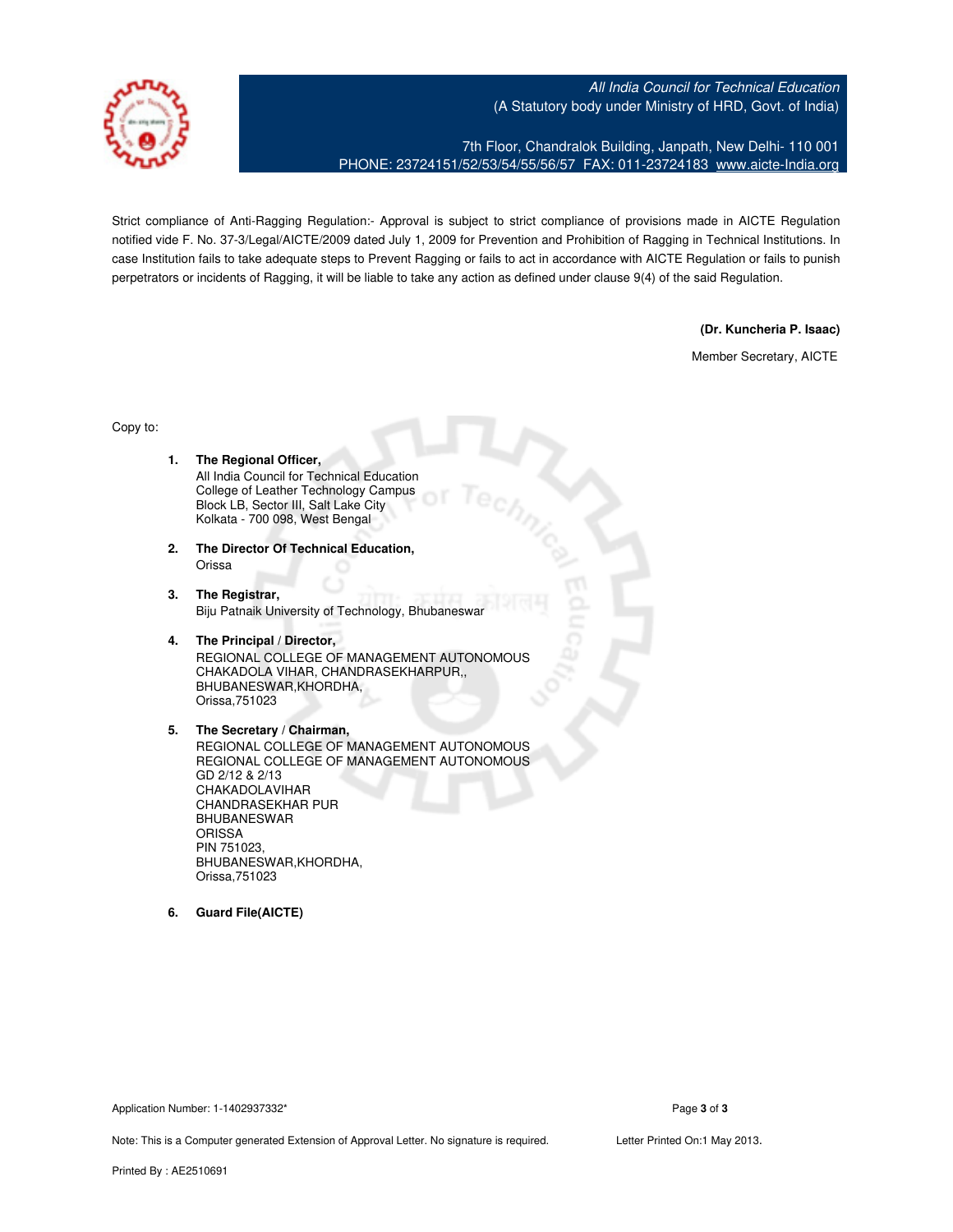*All India Council for Technical Education*
(A Statutory body under Ministry of HRD, Govt. of India)

7th Floor, Chandralok Building, Janpath, New Delhi- 110 001
PHONE: 23724151/52/53/54/55/56/57 FAX: 011-23724183 www.aicte-India.org

Strict compliance of Anti-Ragging Regulation:- Approval is subject to strict compliance of provisions made in AICTE Regulation notified vide F. No. 37-3/Legal/AICTE/2009 dated July 1, 2009 for Prevention and Prohibition of Ragging in Technical Institutions. In case Institution fails to take adequate steps to Prevent Ragging or fails to act in accordance with AICTE Regulation or fails to punish perpetrators or incidents of Ragging, it will be liable to take any action as defined under clause 9(4) of the said Regulation.

**(Dr. Kuncheria P. Isaac)**
Member Secretary, AICTE

Copy to:

1. **The Regional Officer,**
   All India Council for Technical Education
   College of Leather Technology Campus
   Block LB, Sector III, Salt Lake City
   Kolkata - 700 098, West Bengal

2. **The Director Of Technical Education,**
   Orissa

3. **The Registrar,**
   Biju Patnaik University of Technology, Bhubaneswar

4. **The Principal / Director,**
   REGIONAL COLLEGE OF MANAGEMENT AUTONOMOUS
   CHAKADOLA VIHAR, CHANDRASEKHARPUR,,
   BHUBANESWAR,KHORDHA,
   Orissa,751023

5. **The Secretary / Chairman,**
   REGIONAL COLLEGE OF MANAGEMENT AUTONOMOUS
   REGIONAL COLLEGE OF MANAGEMENT AUTONOMOUS
   GD 2/12 & 2/13
   CHAKADOLAVIHAR
   CHANDRASEKHAR PUR
   BHUBANESWAR
   ORISSA
   PIN 751023,
   BHUBANESWAR,KHORDHA,
   Orissa,751023

6. **Guard File(AICTE)**

Application Number: 1-1402937332*

Note: This is a Computer generated Extension of Approval Letter. No signature is required.

Letter Printed On:1 May 2013.

Printed By : AE2510691